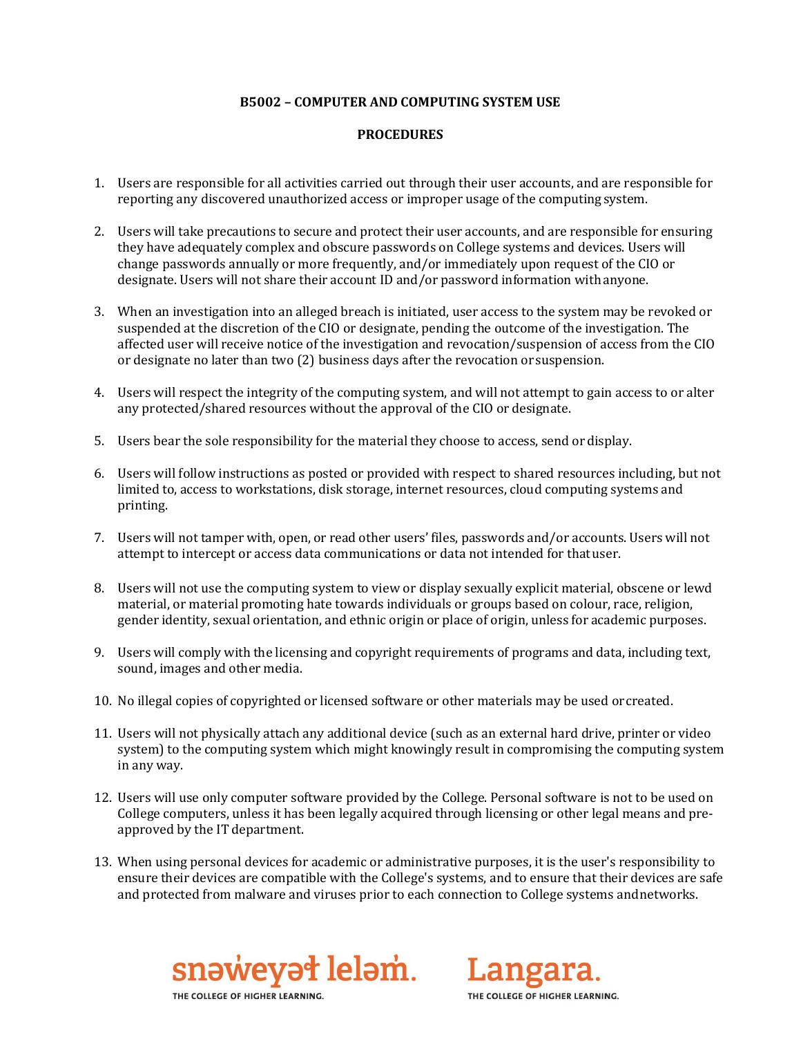**B5002 – COMPUTER AND COMPUTING SYSTEM USE**

**PROCEDURES**

1. Users are responsible for all activities carried out through their user accounts, and are responsible for reporting any discovered unauthorized access or improper usage of the computing system.

2. Users will take precautions to secure and protect their user accounts, and are responsible for ensuring they have adequately complex and obscure passwords on College systems and devices. Users will change passwords annually or more frequently, and/or immediately upon request of the CIO or designate. Users will not share their account ID and/or password information with anyone.

3. When an investigation into an alleged breach is initiated, user access to the system may be revoked or suspended at the discretion of the CIO or designate, pending the outcome of the investigation. The affected user will receive notice of the investigation and revocation/suspension of access from the CIO or designate no later than two (2) business days after the revocation or suspension.

4. Users will respect the integrity of the computing system, and will not attempt to gain access to or alter any protected/shared resources without the approval of the CIO or designate.

5. Users bear the sole responsibility for the material they choose to access, send or display.

6. Users will follow instructions as posted or provided with respect to shared resources including, but not limited to, access to workstations, disk storage, internet resources, cloud computing systems and printing.

7. Users will not tamper with, open, or read other users' files, passwords and/or accounts. Users will not attempt to intercept or access data communications or data not intended for that user.

8. Users will not use the computing system to view or display sexually explicit material, obscene or lewd material, or material promoting hate towards individuals or groups based on colour, race, religion, gender identity, sexual orientation, and ethnic origin or place of origin, unless for academic purposes.

9. Users will comply with the licensing and copyright requirements of programs and data, including text, sound, images and other media.

10. No illegal copies of copyrighted or licensed software or other materials may be used or created.

11. Users will not physically attach any additional device (such as an external hard drive, printer or video system) to the computing system which might knowingly result in compromising the computing system in any way.

12. Users will use only computer software provided by the College. Personal software is not to be used on College computers, unless it has been legally acquired through licensing or other legal means and pre-approved by the IT department.

13. When using personal devices for academic or administrative purposes, it is the user's responsibility to ensure their devices are compatible with the College's systems, and to ensure that their devices are safe and protected from malware and viruses prior to each connection to College systems and networks.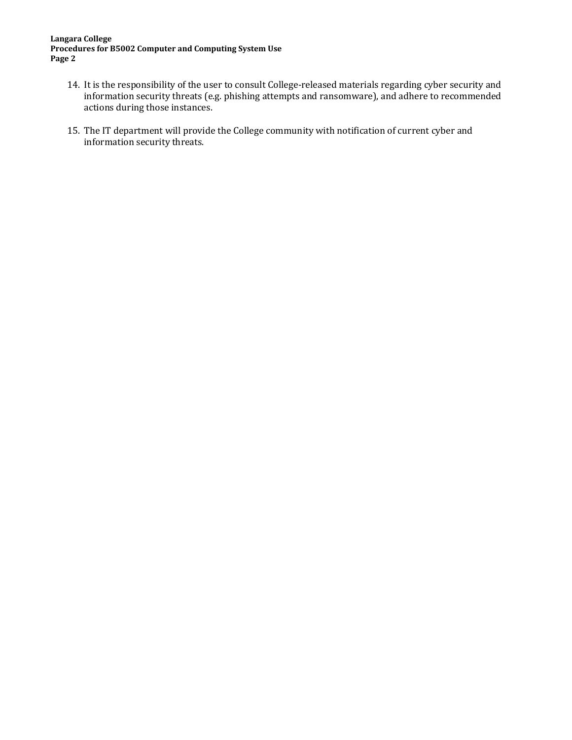14. It is the responsibility of the user to consult College-released materials regarding cyber security and information security threats (e.g. phishing attempts and ransomware), and adhere to recommended actions during those instances.

15. The IT department will provide the College community with notification of current cyber and information security threats.